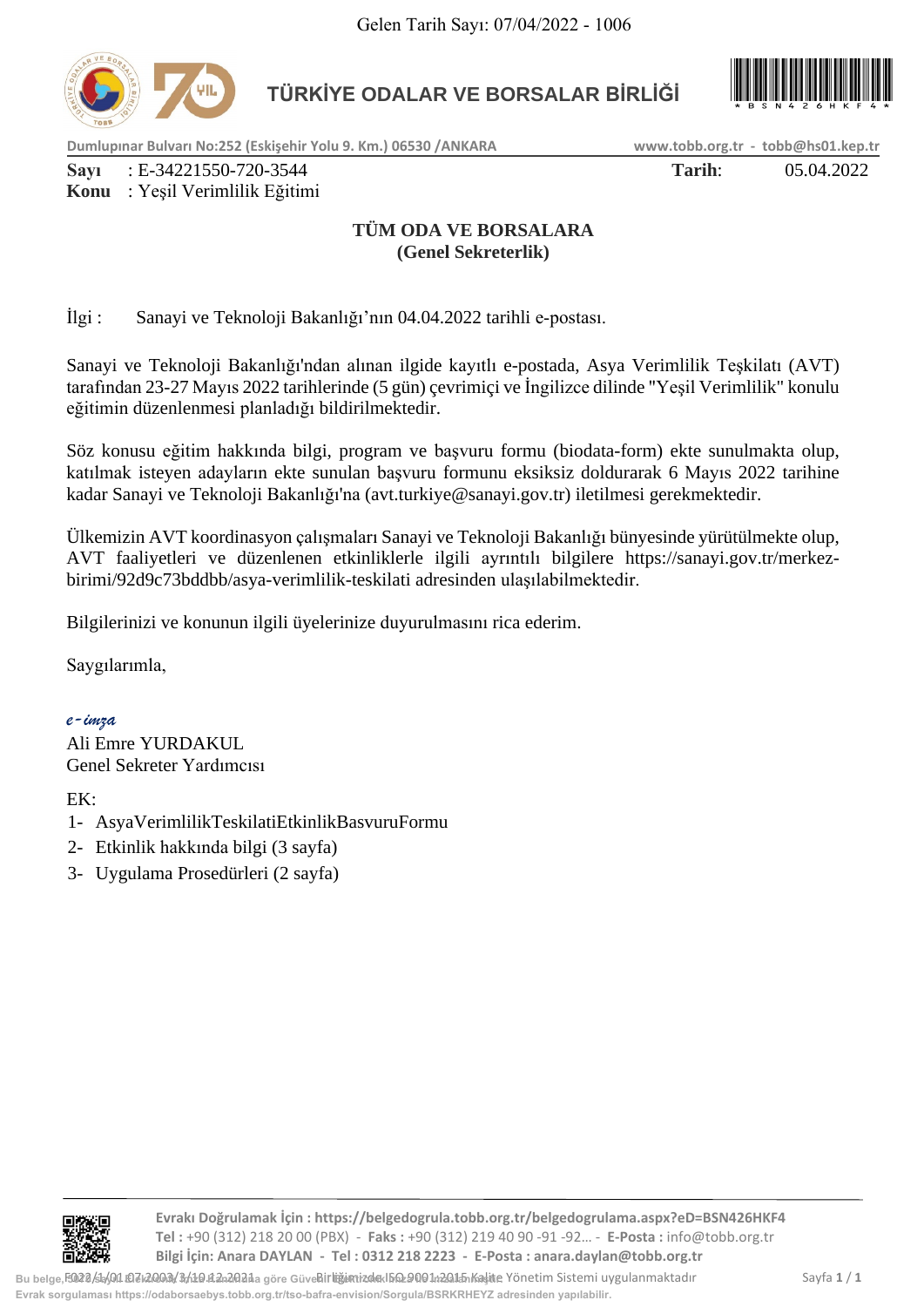Gelen Tarih Sayı: 07/04/2022 - 1006

# TÜRKİYE ODALAR VE BORSALAR BİRLİĞİ

Dumlupınar Bulvarı No:252 (Eskişehir Yolu 9. Km.) 06530 /ANKARA — www.tobb.org.tr - tobb@hs01.kep.tr

**Sayı** : E-34221550-720-3544 — **Tarih**: 05.04.2022
**Konu** : Yeşil Verimlilik Eğitimi

**TÜM ODA VE BORSALARA**
**(Genel Sekreterlik)**

İlgi : Sanayi ve Teknoloji Bakanlığı'nın 04.04.2022 tarihli e-postası.

Sanayi ve Teknoloji Bakanlığı'ndan alınan ilgide kayıtlı e-postada, Asya Verimlilik Teşkilatı (AVT) tarafından 23-27 Mayıs 2022 tarihlerinde (5 gün) çevrimiçi ve İngilizce dilinde "Yeşil Verimlilik" konulu eğitimin düzenlenmesi planladığı bildirilmektedir.

Söz konusu eğitim hakkında bilgi, program ve başvuru formu (biodata-form) ekte sunulmakta olup, katılmak isteyen adayların ekte sunulan başvuru formunu eksiksiz doldurarak 6 Mayıs 2022 tarihine kadar Sanayi ve Teknoloji Bakanlığı'na (avt.turkiye@sanayi.gov.tr) iletilmesi gerekmektedir.

Ülkemizin AVT koordinasyon çalışmaları Sanayi ve Teknoloji Bakanlığı bünyesinde yürütülmekte olup, AVT faaliyetleri ve düzenlenen etkinliklerle ilgili ayrıntılı bilgilere https://sanayi.gov.tr/merkez-birimi/92d9c73bddbb/asya-verimlilik-teskilati adresinden ulaşılabilmektedir.

Bilgilerinizi ve konunun ilgili üyelerinize duyurulmasını rica ederim.

Saygılarımla,

*e-imza*
Ali Emre YURDAKUL
Genel Sekreter Yardımcısı

EK:
1. AsyaVerimlilikTeskilatiEtkinlikBasvuruFormu
2. Etkinlik hakkında bilgi (3 sayfa)
3. Uygulama Prosedürleri (2 sayfa)

**Evrakı Doğrulamak İçin : https://belgedogrula.tobb.org.tr/belgedogrulama.aspx?eD=BSN426HKF4**
**Tel :** +90 (312) 218 20 00 (PBX) - **Faks :** +90 (312) 219 40 90 -91 -92... - **E-Posta :** info@tobb.org.tr
**Bilgi İçin: Anara DAYLAN - Tel : 0312 218 2223 - E-Posta : anara.daylan@tobb.org.tr**

Bu belge, 5070 sayılı Elektronik İmza Kanununa göre Güvenli Elektronik İmza ile imzalanmıştır. Birliğimizde ISO 9001:2015 Kalite Yönetim Sistemi uygulanmaktadır. F023/1/01.07.2003/3/19.12.2021

Evrak sorgulaması https://odaborsaebys.tobb.org.tr/tso-bafra-envision/Sorgula/BSRKRHEYZ adresinden yapılabilir.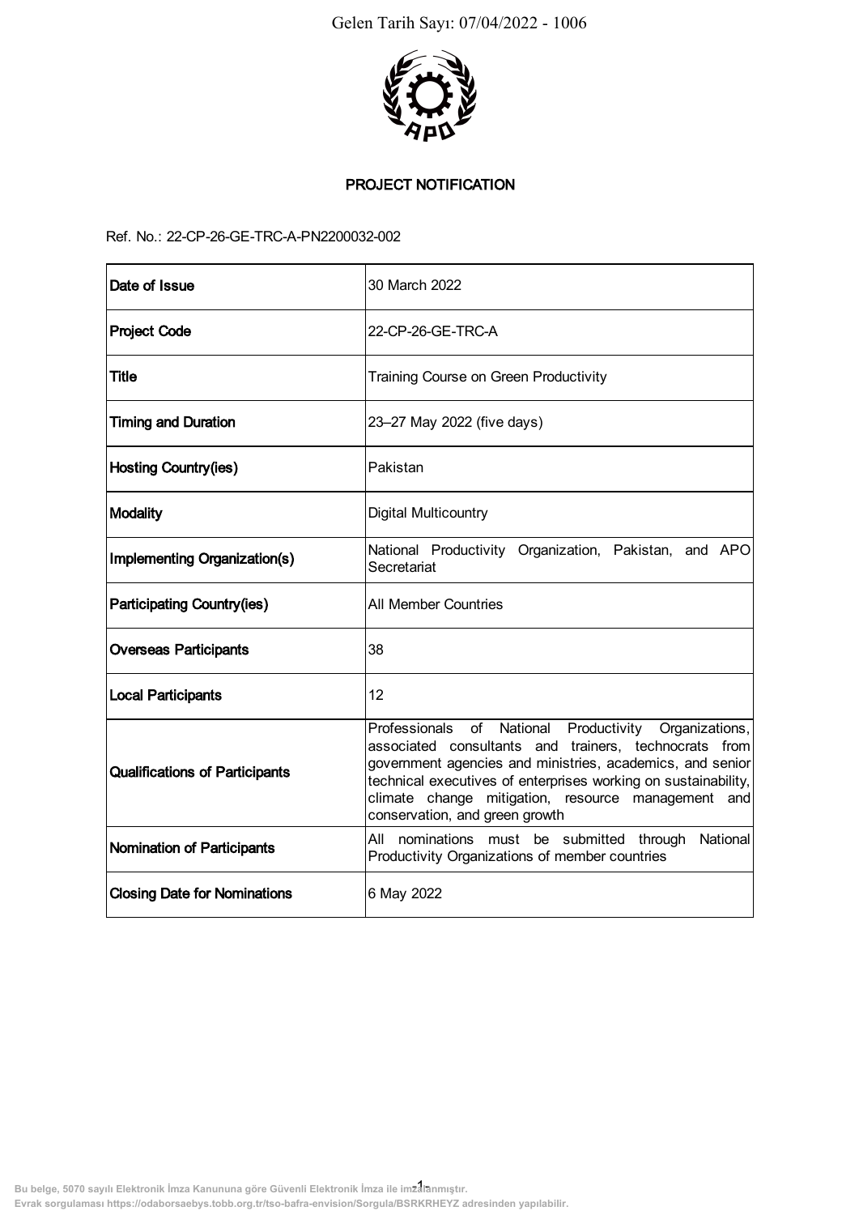Gelen Tarih Sayı: 07/04/2022 - 1006

## PROJECT NOTIFICATION

Ref. No.: 22-CP-26-GE-TRC-A-PN2200032-002

| | |
|---|---|
| **Date of Issue** | 30 March 2022 |
| **Project Code** | 22-CP-26-GE-TRC-A |
| **Title** | Training Course on Green Productivity |
| **Timing and Duration** | 23–27 May 2022 (five days) |
| **Hosting Country(ies)** | Pakistan |
| **Modality** | Digital Multicountry |
| **Implementing Organization(s)** | National Productivity Organization, Pakistan, and APO Secretariat |
| **Participating Country(ies)** | All Member Countries |
| **Overseas Participants** | 38 |
| **Local Participants** | 12 |
| **Qualifications of Participants** | Professionals of National Productivity Organizations, associated consultants and trainers, technocrats from government agencies and ministries, academics, and senior technical executives of enterprises working on sustainability, climate change mitigation, resource management and conservation, and green growth |
| **Nomination of Participants** | All nominations must be submitted through National Productivity Organizations of member countries |
| **Closing Date for Nominations** | 6 May 2022 |

Bu belge, 5070 sayılı Elektronik İmza Kanununa göre Güvenli Elektronik İmza ile imzalanmıştır.
Evrak sorgulaması https://odaborsaebys.tobb.org.tr/tso-bafra-envision/Sorgula/BSRKRHEYZ adresinden yapılabilir.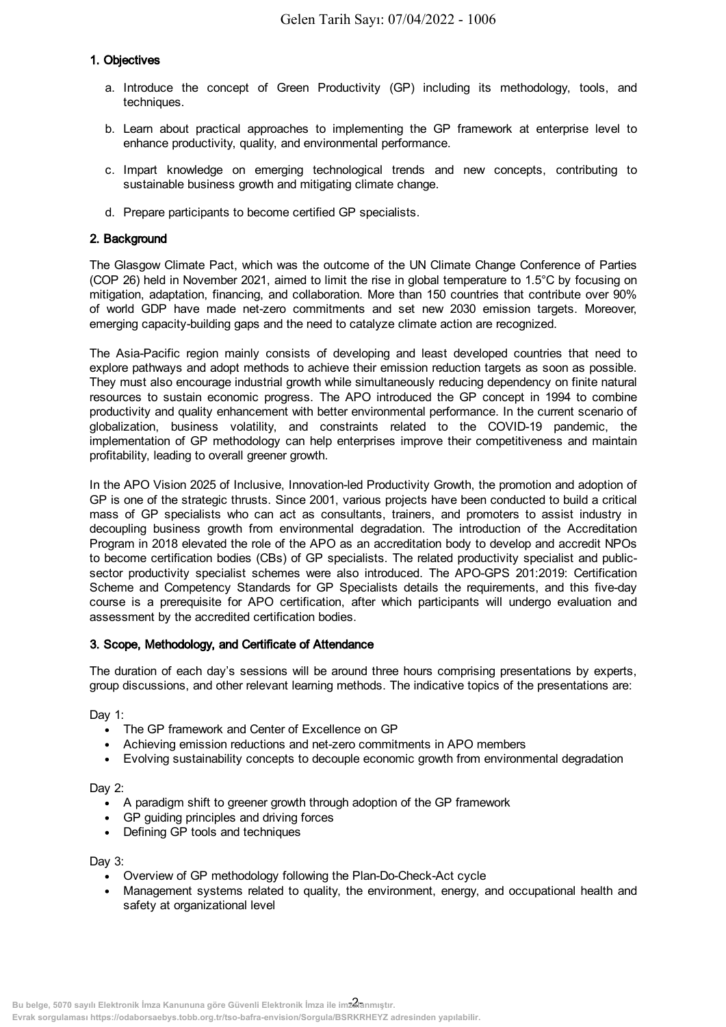## 1. Objectives

a. Introduce the concept of Green Productivity (GP) including its methodology, tools, and techniques.

b. Learn about practical approaches to implementing the GP framework at enterprise level to enhance productivity, quality, and environmental performance.

c. Impart knowledge on emerging technological trends and new concepts, contributing to sustainable business growth and mitigating climate change.

d. Prepare participants to become certified GP specialists.

## 2. Background

The Glasgow Climate Pact, which was the outcome of the UN Climate Change Conference of Parties (COP 26) held in November 2021, aimed to limit the rise in global temperature to 1.5°C by focusing on mitigation, adaptation, financing, and collaboration. More than 150 countries that contribute over 90% of world GDP have made net-zero commitments and set new 2030 emission targets. Moreover, emerging capacity-building gaps and the need to catalyze climate action are recognized.

The Asia-Pacific region mainly consists of developing and least developed countries that need to explore pathways and adopt methods to achieve their emission reduction targets as soon as possible. They must also encourage industrial growth while simultaneously reducing dependency on finite natural resources to sustain economic progress. The APO introduced the GP concept in 1994 to combine productivity and quality enhancement with better environmental performance. In the current scenario of globalization, business volatility, and constraints related to the COVID-19 pandemic, the implementation of GP methodology can help enterprises improve their competitiveness and maintain profitability, leading to overall greener growth.

In the APO Vision 2025 of Inclusive, Innovation-led Productivity Growth, the promotion and adoption of GP is one of the strategic thrusts. Since 2001, various projects have been conducted to build a critical mass of GP specialists who can act as consultants, trainers, and promoters to assist industry in decoupling business growth from environmental degradation. The introduction of the Accreditation Program in 2018 elevated the role of the APO as an accreditation body to develop and accredit NPOs to become certification bodies (CBs) of GP specialists. The related productivity specialist and public-sector productivity specialist schemes were also introduced. The APO-GPS 201:2019: Certification Scheme and Competency Standards for GP Specialists details the requirements, and this five-day course is a prerequisite for APO certification, after which participants will undergo evaluation and assessment by the accredited certification bodies.

## 3. Scope, Methodology, and Certificate of Attendance

The duration of each day's sessions will be around three hours comprising presentations by experts, group discussions, and other relevant learning methods. The indicative topics of the presentations are:

Day 1:
- The GP framework and Center of Excellence on GP
- Achieving emission reductions and net-zero commitments in APO members
- Evolving sustainability concepts to decouple economic growth from environmental degradation

Day 2:
- A paradigm shift to greener growth through adoption of the GP framework
- GP guiding principles and driving forces
- Defining GP tools and techniques

Day 3:
- Overview of GP methodology following the Plan-Do-Check-Act cycle
- Management systems related to quality, the environment, energy, and occupational health and safety at organizational level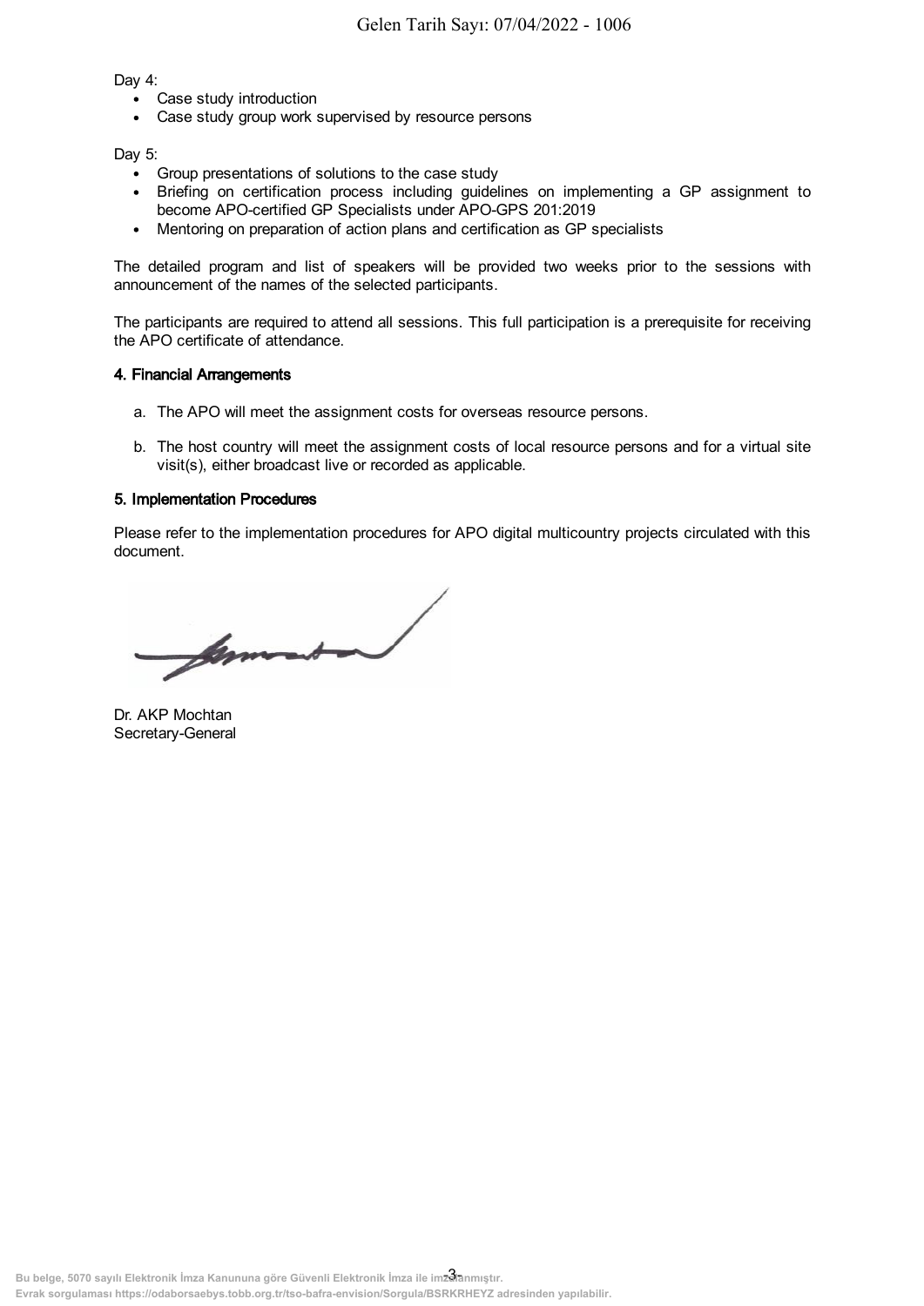Day 4:

- Case study introduction
- Case study group work supervised by resource persons

Day 5:

- Group presentations of solutions to the case study
- Briefing on certification process including guidelines on implementing a GP assignment to become APO-certified GP Specialists under APO-GPS 201:2019
- Mentoring on preparation of action plans and certification as GP specialists

The detailed program and list of speakers will be provided two weeks prior to the sessions with announcement of the names of the selected participants.

The participants are required to attend all sessions. This full participation is a prerequisite for receiving the APO certificate of attendance.

#### 4. Financial Arrangements

a. The APO will meet the assignment costs for overseas resource persons.

b. The host country will meet the assignment costs of local resource persons and for a virtual site visit(s), either broadcast live or recorded as applicable.

#### 5. Implementation Procedures

Please refer to the implementation procedures for APO digital multicountry projects circulated with this document.

Dr. AKP Mochtan
Secretary-General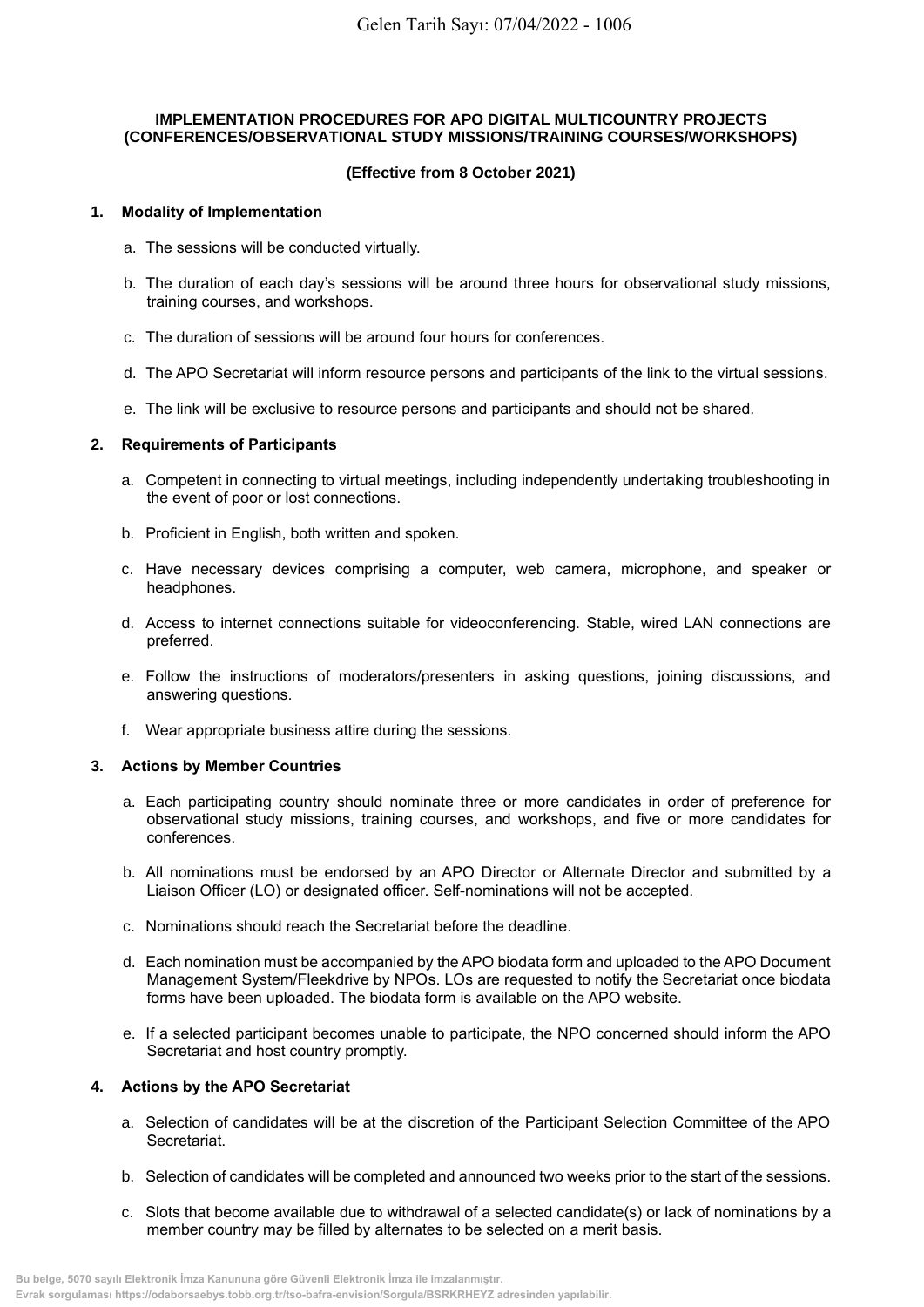**IMPLEMENTATION PROCEDURES FOR APO DIGITAL MULTICOUNTRY PROJECTS (CONFERENCES/OBSERVATIONAL STUDY MISSIONS/TRAINING COURSES/WORKSHOPS)**

**(Effective from 8 October 2021)**

## 1. Modality of Implementation

a. The sessions will be conducted virtually.

b. The duration of each day's sessions will be around three hours for observational study missions, training courses, and workshops.

c. The duration of sessions will be around four hours for conferences.

d. The APO Secretariat will inform resource persons and participants of the link to the virtual sessions.

e. The link will be exclusive to resource persons and participants and should not be shared.

## 2. Requirements of Participants

a. Competent in connecting to virtual meetings, including independently undertaking troubleshooting in the event of poor or lost connections.

b. Proficient in English, both written and spoken.

c. Have necessary devices comprising a computer, web camera, microphone, and speaker or headphones.

d. Access to internet connections suitable for videoconferencing. Stable, wired LAN connections are preferred.

e. Follow the instructions of moderators/presenters in asking questions, joining discussions, and answering questions.

f. Wear appropriate business attire during the sessions.

## 3. Actions by Member Countries

a. Each participating country should nominate three or more candidates in order of preference for observational study missions, training courses, and workshops, and five or more candidates for conferences.

b. All nominations must be endorsed by an APO Director or Alternate Director and submitted by a Liaison Officer (LO) or designated officer. Self-nominations will not be accepted.

c. Nominations should reach the Secretariat before the deadline.

d. Each nomination must be accompanied by the APO biodata form and uploaded to the APO Document Management System/Fleekdrive by NPOs. LOs are requested to notify the Secretariat once biodata forms have been uploaded. The biodata form is available on the APO website.

e. If a selected participant becomes unable to participate, the NPO concerned should inform the APO Secretariat and host country promptly.

## 4. Actions by the APO Secretariat

a. Selection of candidates will be at the discretion of the Participant Selection Committee of the APO Secretariat.

b. Selection of candidates will be completed and announced two weeks prior to the start of the sessions.

c. Slots that become available due to withdrawal of a selected candidate(s) or lack of nominations by a member country may be filled by alternates to be selected on a merit basis.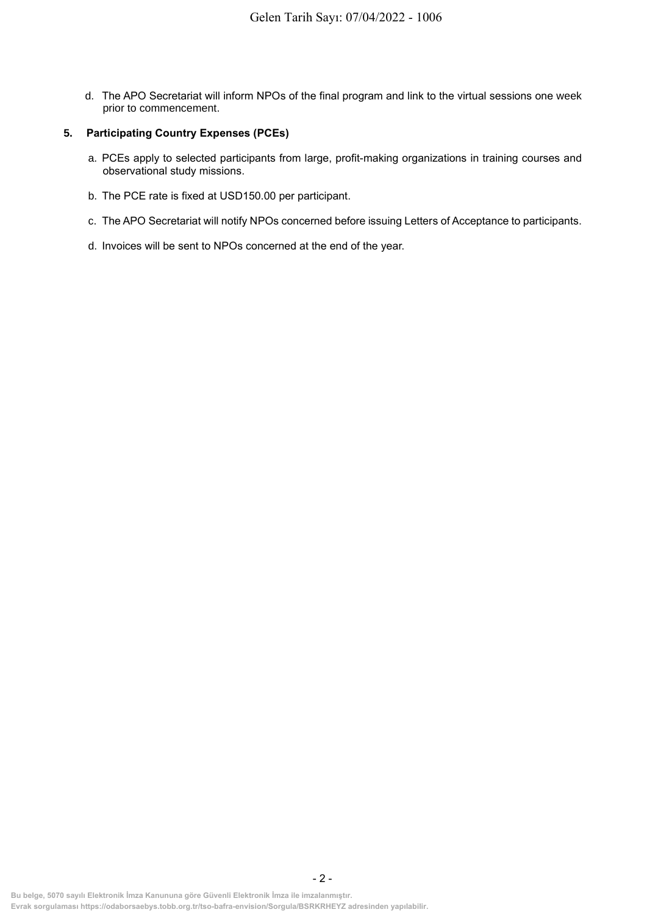d. The APO Secretariat will inform NPOs of the final program and link to the virtual sessions one week prior to commencement.

**5. Participating Country Expenses (PCEs)**

a. PCEs apply to selected participants from large, profit-making organizations in training courses and observational study missions.

b. The PCE rate is fixed at USD150.00 per participant.

c. The APO Secretariat will notify NPOs concerned before issuing Letters of Acceptance to participants.

d. Invoices will be sent to NPOs concerned at the end of the year.